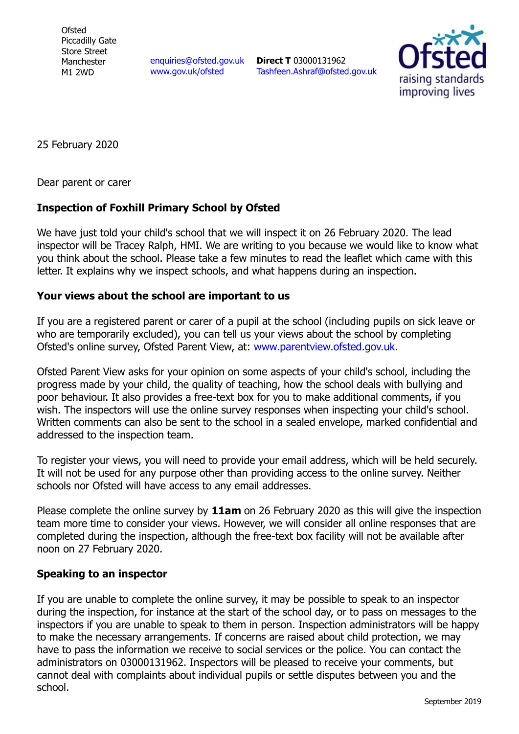Ofsted
Piccadilly Gate
Store Street
Manchester
M1 2WD

enquiries@ofsted.gov.uk
www.gov.uk/ofsted

**Direct T** 03000131962
Tashfeen.Ashraf@ofsted.gov.uk

25 February 2020

Dear parent or carer

**Inspection of Foxhill Primary School by Ofsted**

We have just told your child's school that we will inspect it on 26 February 2020. The lead inspector will be Tracey Ralph, HMI. We are writing to you because we would like to know what you think about the school. Please take a few minutes to read the leaflet which came with this letter. It explains why we inspect schools, and what happens during an inspection.

**Your views about the school are important to us**

If you are a registered parent or carer of a pupil at the school (including pupils on sick leave or who are temporarily excluded), you can tell us your views about the school by completing Ofsted's online survey, Ofsted Parent View, at: www.parentview.ofsted.gov.uk.

Ofsted Parent View asks for your opinion on some aspects of your child's school, including the progress made by your child, the quality of teaching, how the school deals with bullying and poor behaviour. It also provides a free-text box for you to make additional comments, if you wish. The inspectors will use the online survey responses when inspecting your child's school. Written comments can also be sent to the school in a sealed envelope, marked confidential and addressed to the inspection team.

To register your views, you will need to provide your email address, which will be held securely. It will not be used for any purpose other than providing access to the online survey. Neither schools nor Ofsted will have access to any email addresses.

Please complete the online survey by **11am** on 26 February 2020 as this will give the inspection team more time to consider your views. However, we will consider all online responses that are completed during the inspection, although the free-text box facility will not be available after noon on 27 February 2020.

**Speaking to an inspector**

If you are unable to complete the online survey, it may be possible to speak to an inspector during the inspection, for instance at the start of the school day, or to pass on messages to the inspectors if you are unable to speak to them in person. Inspection administrators will be happy to make the necessary arrangements. If concerns are raised about child protection, we may have to pass the information we receive to social services or the police. You can contact the administrators on 03000131962. Inspectors will be pleased to receive your comments, but cannot deal with complaints about individual pupils or settle disputes between you and the school.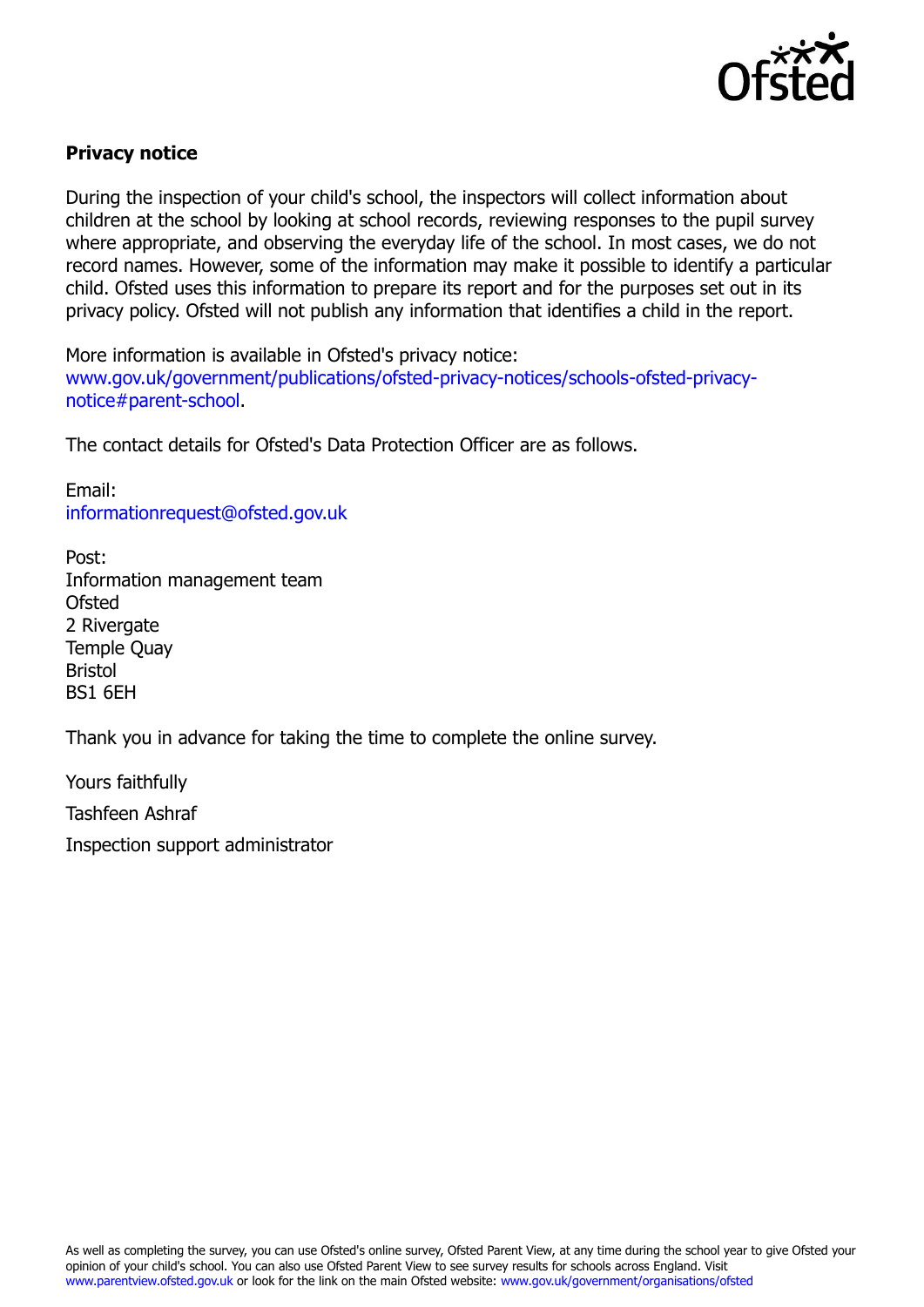**Privacy notice**

During the inspection of your child's school, the inspectors will collect information about children at the school by looking at school records, reviewing responses to the pupil survey where appropriate, and observing the everyday life of the school. In most cases, we do not record names. However, some of the information may make it possible to identify a particular child. Ofsted uses this information to prepare its report and for the purposes set out in its privacy policy. Ofsted will not publish any information that identifies a child in the report.

More information is available in Ofsted's privacy notice:
www.gov.uk/government/publications/ofsted-privacy-notices/schools-ofsted-privacy-notice#parent-school.

The contact details for Ofsted's Data Protection Officer are as follows.

Email:
informationrequest@ofsted.gov.uk

Post:
Information management team
Ofsted
2 Rivergate
Temple Quay
Bristol
BS1 6EH

Thank you in advance for taking the time to complete the online survey.

Yours faithfully

Tashfeen Ashraf

Inspection support administrator

As well as completing the survey, you can use Ofsted's online survey, Ofsted Parent View, at any time during the school year to give Ofsted your opinion of your child's school. You can also use Ofsted Parent View to see survey results for schools across England. Visit www.parentview.ofsted.gov.uk or look for the link on the main Ofsted website: www.gov.uk/government/organisations/ofsted